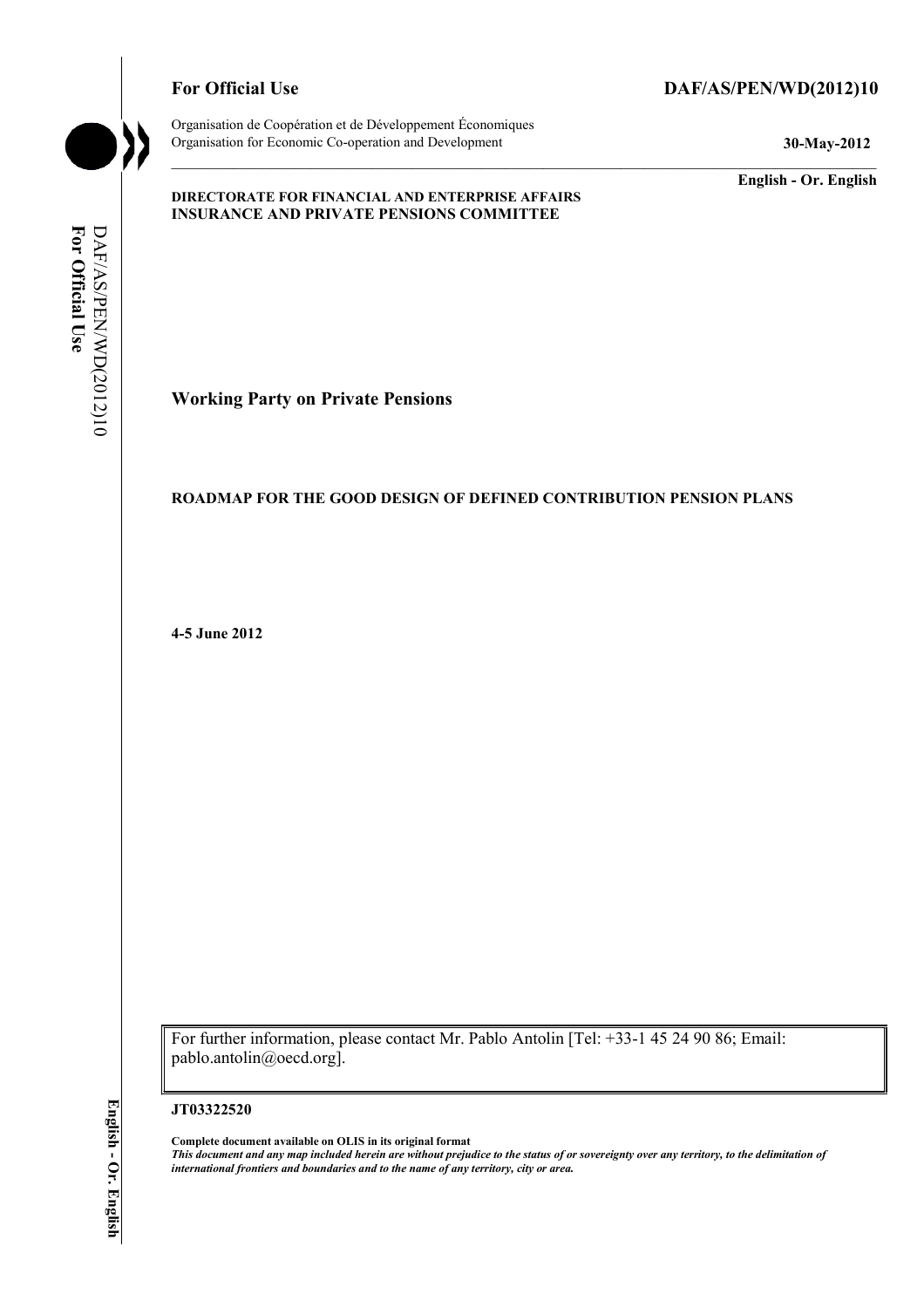**For Official Use** **DAF/AS/PEN/WD(2012)10**

Organisation de Coopération et de Développement Économiques
Organisation for Economic Co-operation and Development **30-May-2012**

**English - Or. English**

**DIRECTORATE FOR FINANCIAL AND ENTERPRISE AFFAIRS**
**INSURANCE AND PRIVATE PENSIONS COMMITTEE**

## Working Party on Private Pensions

### ROADMAP FOR THE GOOD DESIGN OF DEFINED CONTRIBUTION PENSION PLANS

**4-5 June 2012**

For further information, please contact Mr. Pablo Antolin [Tel: +33-1 45 24 90 86; Email: pablo.antolin@oecd.org].

**JT03322520**

**Complete document available on OLIS in its original format**
***This document and any map included herein are without prejudice to the status of or sovereignty over any territory, to the delimitation of international frontiers and boundaries and to the name of any territory, city or area.***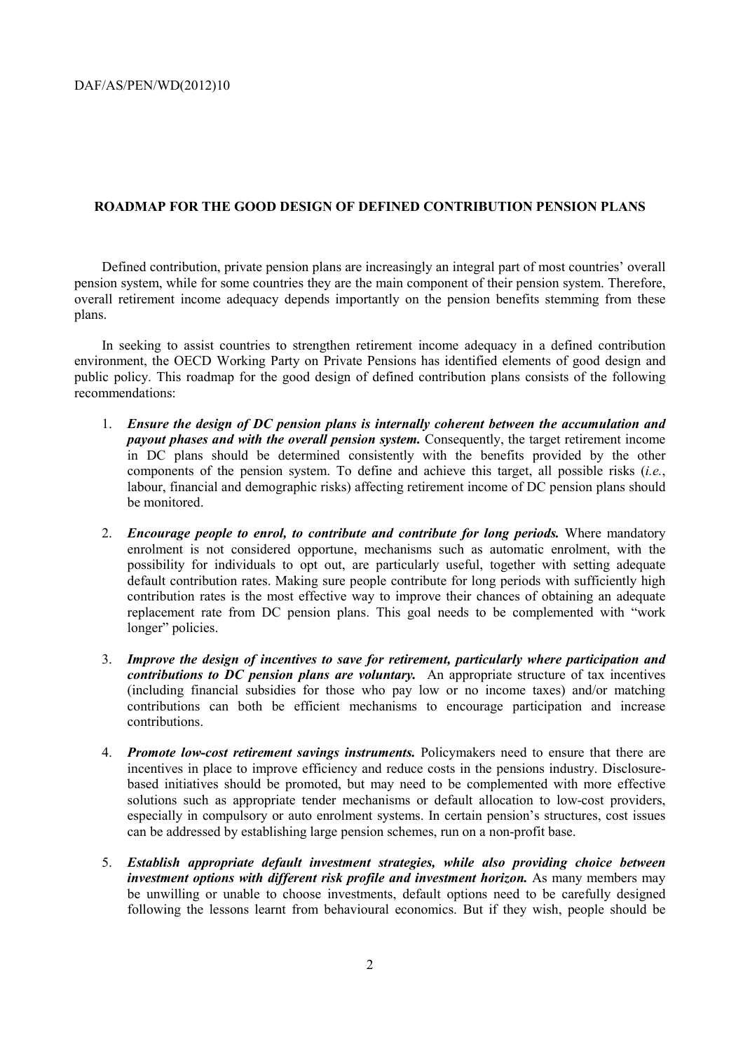## ROADMAP FOR THE GOOD DESIGN OF DEFINED CONTRIBUTION PENSION PLANS

Defined contribution, private pension plans are increasingly an integral part of most countries' overall pension system, while for some countries they are the main component of their pension system. Therefore, overall retirement income adequacy depends importantly on the pension benefits stemming from these plans.

In seeking to assist countries to strengthen retirement income adequacy in a defined contribution environment, the OECD Working Party on Private Pensions has identified elements of good design and public policy. This roadmap for the good design of defined contribution plans consists of the following recommendations:

1. ***Ensure the design of DC pension plans is internally coherent between the accumulation and payout phases and with the overall pension system.*** Consequently, the target retirement income in DC plans should be determined consistently with the benefits provided by the other components of the pension system. To define and achieve this target, all possible risks (*i.e.*, labour, financial and demographic risks) affecting retirement income of DC pension plans should be monitored.

2. ***Encourage people to enrol, to contribute and contribute for long periods.*** Where mandatory enrolment is not considered opportune, mechanisms such as automatic enrolment, with the possibility for individuals to opt out, are particularly useful, together with setting adequate default contribution rates. Making sure people contribute for long periods with sufficiently high contribution rates is the most effective way to improve their chances of obtaining an adequate replacement rate from DC pension plans. This goal needs to be complemented with "work longer" policies.

3. ***Improve the design of incentives to save for retirement, particularly where participation and contributions to DC pension plans are voluntary.*** An appropriate structure of tax incentives (including financial subsidies for those who pay low or no income taxes) and/or matching contributions can both be efficient mechanisms to encourage participation and increase contributions.

4. ***Promote low-cost retirement savings instruments.*** Policymakers need to ensure that there are incentives in place to improve efficiency and reduce costs in the pensions industry. Disclosure-based initiatives should be promoted, but may need to be complemented with more effective solutions such as appropriate tender mechanisms or default allocation to low-cost providers, especially in compulsory or auto enrolment systems. In certain pension's structures, cost issues can be addressed by establishing large pension schemes, run on a non-profit base.

5. ***Establish appropriate default investment strategies, while also providing choice between investment options with different risk profile and investment horizon.*** As many members may be unwilling or unable to choose investments, default options need to be carefully designed following the lessons learnt from behavioural economics. But if they wish, people should be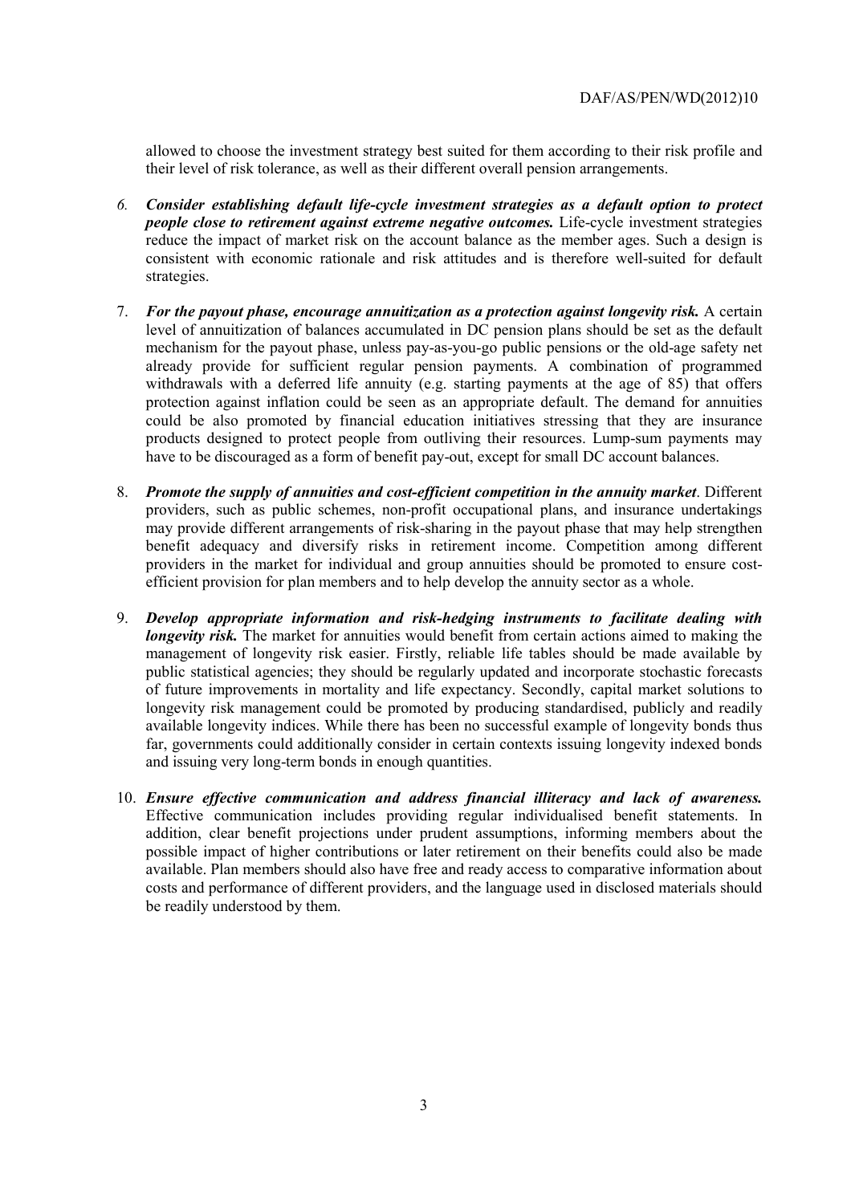allowed to choose the investment strategy best suited for them according to their risk profile and their level of risk tolerance, as well as their different overall pension arrangements.

6. ***Consider establishing default life-cycle investment strategies as a default option to protect people close to retirement against extreme negative outcomes.*** Life-cycle investment strategies reduce the impact of market risk on the account balance as the member ages. Such a design is consistent with economic rationale and risk attitudes and is therefore well-suited for default strategies.

7. ***For the payout phase, encourage annuitization as a protection against longevity risk.*** A certain level of annuitization of balances accumulated in DC pension plans should be set as the default mechanism for the payout phase, unless pay-as-you-go public pensions or the old-age safety net already provide for sufficient regular pension payments. A combination of programmed withdrawals with a deferred life annuity (e.g. starting payments at the age of 85) that offers protection against inflation could be seen as an appropriate default. The demand for annuities could be also promoted by financial education initiatives stressing that they are insurance products designed to protect people from outliving their resources. Lump-sum payments may have to be discouraged as a form of benefit pay-out, except for small DC account balances.

8. ***Promote the supply of annuities and cost-efficient competition in the annuity market***. Different providers, such as public schemes, non-profit occupational plans, and insurance undertakings may provide different arrangements of risk-sharing in the payout phase that may help strengthen benefit adequacy and diversify risks in retirement income. Competition among different providers in the market for individual and group annuities should be promoted to ensure cost-efficient provision for plan members and to help develop the annuity sector as a whole.

9. ***Develop appropriate information and risk-hedging instruments to facilitate dealing with longevity risk.*** The market for annuities would benefit from certain actions aimed to making the management of longevity risk easier. Firstly, reliable life tables should be made available by public statistical agencies; they should be regularly updated and incorporate stochastic forecasts of future improvements in mortality and life expectancy. Secondly, capital market solutions to longevity risk management could be promoted by producing standardised, publicly and readily available longevity indices. While there has been no successful example of longevity bonds thus far, governments could additionally consider in certain contexts issuing longevity indexed bonds and issuing very long-term bonds in enough quantities.

10. ***Ensure effective communication and address financial illiteracy and lack of awareness.*** Effective communication includes providing regular individualised benefit statements. In addition, clear benefit projections under prudent assumptions, informing members about the possible impact of higher contributions or later retirement on their benefits could also be made available. Plan members should also have free and ready access to comparative information about costs and performance of different providers, and the language used in disclosed materials should be readily understood by them.